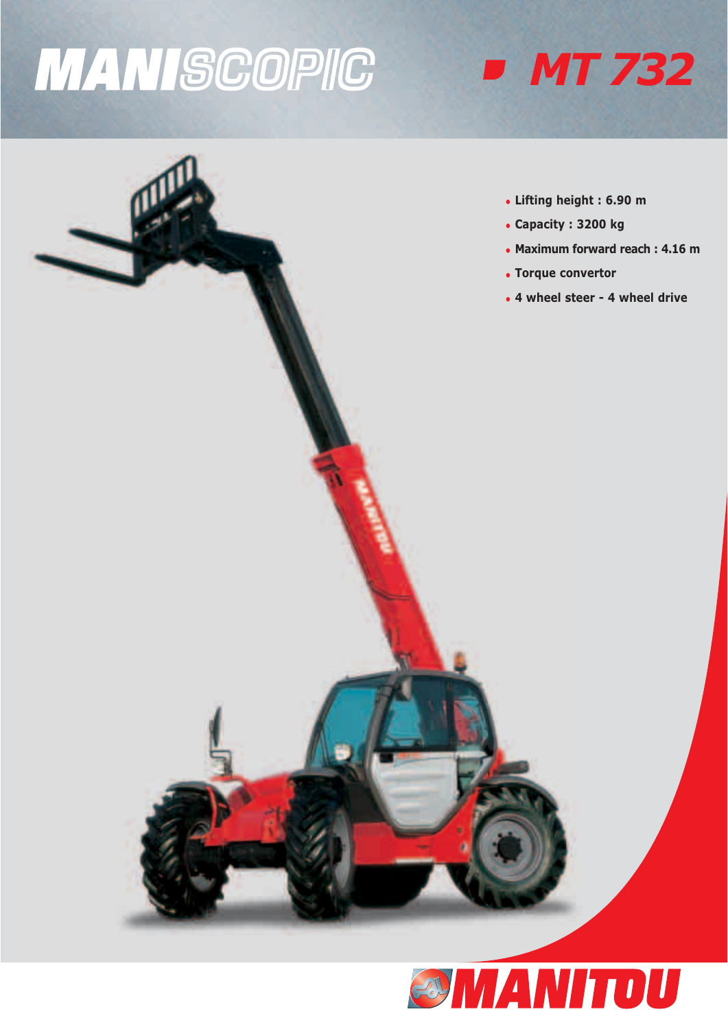# MANISCOPIC

## MT 732

- Lifting height : 6.90 m
- Capacity : 3200 kg
- Maximum forward reach : 4.16 m
- Torque convertor
- 4 wheel steer - 4 wheel drive

MANITOU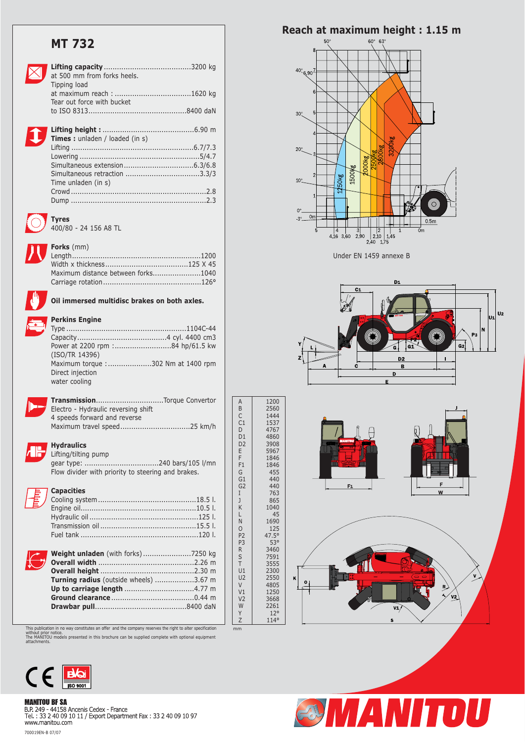# MT 732

**Lifting capacity** ........................................3200 kg
at 500 mm from forks heels.
Tipping load
at maximum reach : ....................................1620 kg
Tear out force with bucket
to ISO 8313.............................................8400 daN

**Lifting height :** ..........................................6.90 m
**Times :** unladen / loaded (in s)
Lifting ........................................................6.7/7.3
Lowering .......................................................5/4.7
Simultaneous extension.................................6.3/6.8
Simultaneous retraction ..................................3.3/3
Time unladen (in s)
Crowd ..............................................................2.8
Dump ...............................................................2.3

**Tyres**
400/80 - 24 156 A8 TL

**Forks** (mm)
Length..........................................................1200
Width x thickness......................................125 X 45
Maximum distance between forks......................1040
Carriage rotation............................................126°

**Oil immersed multidisc brakes on both axles.**

**Perkins Engine**
Type .......................................................1104C-44
Capacity.........................................4 cyl. 4400 cm3
Power at 2200 rpm :..........................84 hp/61.5 kw
(ISO/TR 14396)
Maximum torque :....................302 Nm at 1400 rpm
Direct injection
water cooling

**Transmission**...............................Torque Convertor
Electro - Hydraulic reversing shift
4 speeds forward and reverse
Maximum travel speed................................25 km/h

**Hydraulics**
Lifting/tilting pump
gear type: ..................................240 bars/105 l/mn
Flow divider with priority to steering and brakes.

**Capacities**
Cooling system.............................................18.5 l.
Engine oil.....................................................10.5 l.
Hydraulic oil ..................................................125 l.
Transmission oil ............................................15.5 l.
Fuel tank ......................................................120 l.

**Weight unladen** (with forks)......................7250 kg
**Overall width** ...........................................2.26 m
**Overall height** ..........................................2.30 m
**Turning radius** (outside wheels) ..................3.67 m
**Up to carriage length** ................................4.77 m
**Ground clearance**......................................0.44 m
**Drawbar pull**..........................................8400 daN

## Reach at maximum height : 1.15 m

50° 60° 63°
40° 6,90 30° 20° 10° 0° -3°
8 7 6 5 4 3 2 1 0m
1250kg 1500kg 2000kg 2500kg 2800kg 3200kg
0.5m
5 4 3 2 1 0m
4,16 3,60 2,90 2,40 2,10 1,75 1,45

Under EN 1459 annexe B

| | |
|---|---|
| A | 1200 |
| B | 2560 |
| C | 1444 |
| C1 | 1537 |
| D | 4767 |
| D1 | 4860 |
| D2 | 3908 |
| E | 5967 |
| F | 1846 |
| F1 | 1846 |
| G | 455 |
| G1 | 440 |
| G2 | 440 |
| I | 763 |
| J | 865 |
| K | 1040 |
| L | 45 |
| N | 1690 |
| O | 125 |
| P2 | 47.5° |
| P3 | 53° |
| R | 3460 |
| S | 7591 |
| T | 3555 |
| U1 | 2300 |
| U2 | 2550 |
| V | 4805 |
| V1 | 1250 |
| V2 | 3668 |
| W | 2261 |
| Y | 12° |
| Z | 114° |

mm

This publication in no way constitutes an offer and the company reserves the right to alter specification without prior notice.
The MANITOU models presented in this brochure can be supplied complete with optional equipment attachments.

ISO 9001

**MANITOU BF SA**
B.P. 249 - 44158 Ancenis Cedex - France
Tel. : 33 2 40 09 10 11 / Export Department Fax : 33 2 40 09 10 97
www.manitou.com

700019EN-B 07/07

MANITOU